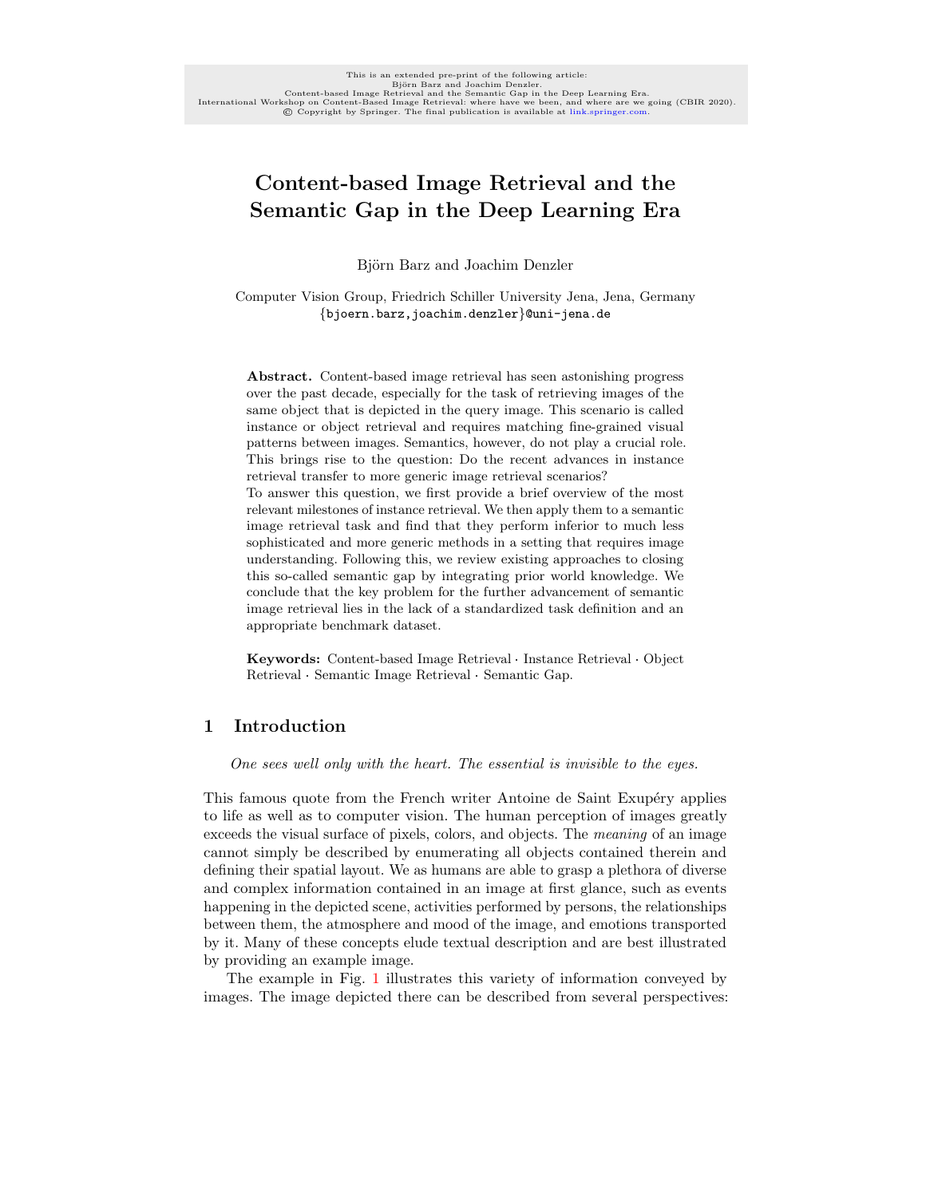This is an extended pre-print of the following article:
Björn Barz and Joachim Denzler.
Content-based Image Retrieval and the Semantic Gap in the Deep Learning Era.
International Workshop on Content-Based Image Retrieval: where have we been, and where are we going (CBIR 2020).
© Copyright by Springer. The final publication is available at link.springer.com.

# Content-based Image Retrieval and the Semantic Gap in the Deep Learning Era

Björn Barz and Joachim Denzler

Computer Vision Group, Friedrich Schiller University Jena, Jena, Germany
{bjoern.barz,joachim.denzler}@uni-jena.de

**Abstract.** Content-based image retrieval has seen astonishing progress over the past decade, especially for the task of retrieving images of the same object that is depicted in the query image. This scenario is called instance or object retrieval and requires matching fine-grained visual patterns between images. Semantics, however, do not play a crucial role. This brings rise to the question: Do the recent advances in instance retrieval transfer to more generic image retrieval scenarios?
To answer this question, we first provide a brief overview of the most relevant milestones of instance retrieval. We then apply them to a semantic image retrieval task and find that they perform inferior to much less sophisticated and more generic methods in a setting that requires image understanding. Following this, we review existing approaches to closing this so-called semantic gap by integrating prior world knowledge. We conclude that the key problem for the further advancement of semantic image retrieval lies in the lack of a standardized task definition and an appropriate benchmark dataset.

**Keywords:** Content-based Image Retrieval · Instance Retrieval · Object Retrieval · Semantic Image Retrieval · Semantic Gap.

## 1 Introduction

*One sees well only with the heart. The essential is invisible to the eyes.*

This famous quote from the French writer Antoine de Saint Exupéry applies to life as well as to computer vision. The human perception of images greatly exceeds the visual surface of pixels, colors, and objects. The *meaning* of an image cannot simply be described by enumerating all objects contained therein and defining their spatial layout. We as humans are able to grasp a plethora of diverse and complex information contained in an image at first glance, such as events happening in the depicted scene, activities performed by persons, the relationships between them, the atmosphere and mood of the image, and emotions transported by it. Many of these concepts elude textual description and are best illustrated by providing an example image.

The example in Fig. 1 illustrates this variety of information conveyed by images. The image depicted there can be described from several perspectives: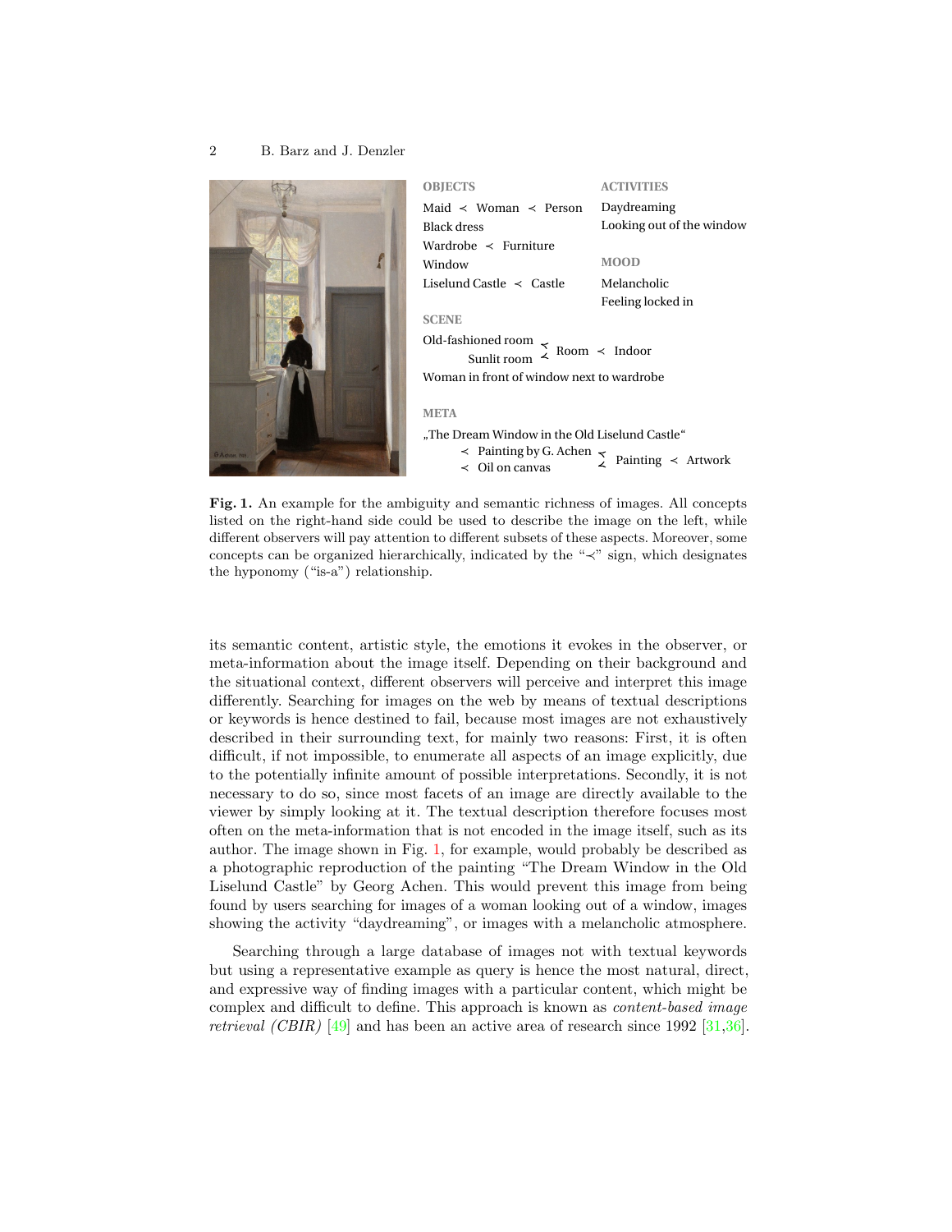OBJECTS

Maid ≺ Woman ≺ Person
Black dress
Wardrobe ≺ Furniture
Window
Liselund Castle ≺ Castle

ACTIVITIES

Daydreaming
Looking out of the window

MOOD

Melancholic
Feeling locked in

SCENE

Old-fashioned room ≺ Room ≺ Indoor
Sunlit room ≺ Room ≺ Indoor
Woman in front of window next to wardrobe

META

„The Dream Window in the Old Liselund Castle"
≺ Painting by G. Achen ≺ Painting ≺ Artwork
≺ Oil on canvas ≺ Painting ≺ Artwork

**Fig. 1.** An example for the ambiguity and semantic richness of images. All concepts listed on the right-hand side could be used to describe the image on the left, while different observers will pay attention to different subsets of these aspects. Moreover, some concepts can be organized hierarchically, indicated by the "≺" sign, which designates the hyponomy ("is-a") relationship.

its semantic content, artistic style, the emotions it evokes in the observer, or meta-information about the image itself. Depending on their background and the situational context, different observers will perceive and interpret this image differently. Searching for images on the web by means of textual descriptions or keywords is hence destined to fail, because most images are not exhaustively described in their surrounding text, for mainly two reasons: First, it is often difficult, if not impossible, to enumerate all aspects of an image explicitly, due to the potentially infinite amount of possible interpretations. Secondly, it is not necessary to do so, since most facets of an image are directly available to the viewer by simply looking at it. The textual description therefore focuses most often on the meta-information that is not encoded in the image itself, such as its author. The image shown in Fig. 1, for example, would probably be described as a photographic reproduction of the painting "The Dream Window in the Old Liselund Castle" by Georg Achen. This would prevent this image from being found by users searching for images of a woman looking out of a window, images showing the activity "daydreaming", or images with a melancholic atmosphere.

Searching through a large database of images not with textual keywords but using a representative example as query is hence the most natural, direct, and expressive way of finding images with a particular content, which might be complex and difficult to define. This approach is known as *content-based image retrieval (CBIR)* [49] and has been an active area of research since 1992 [31,36].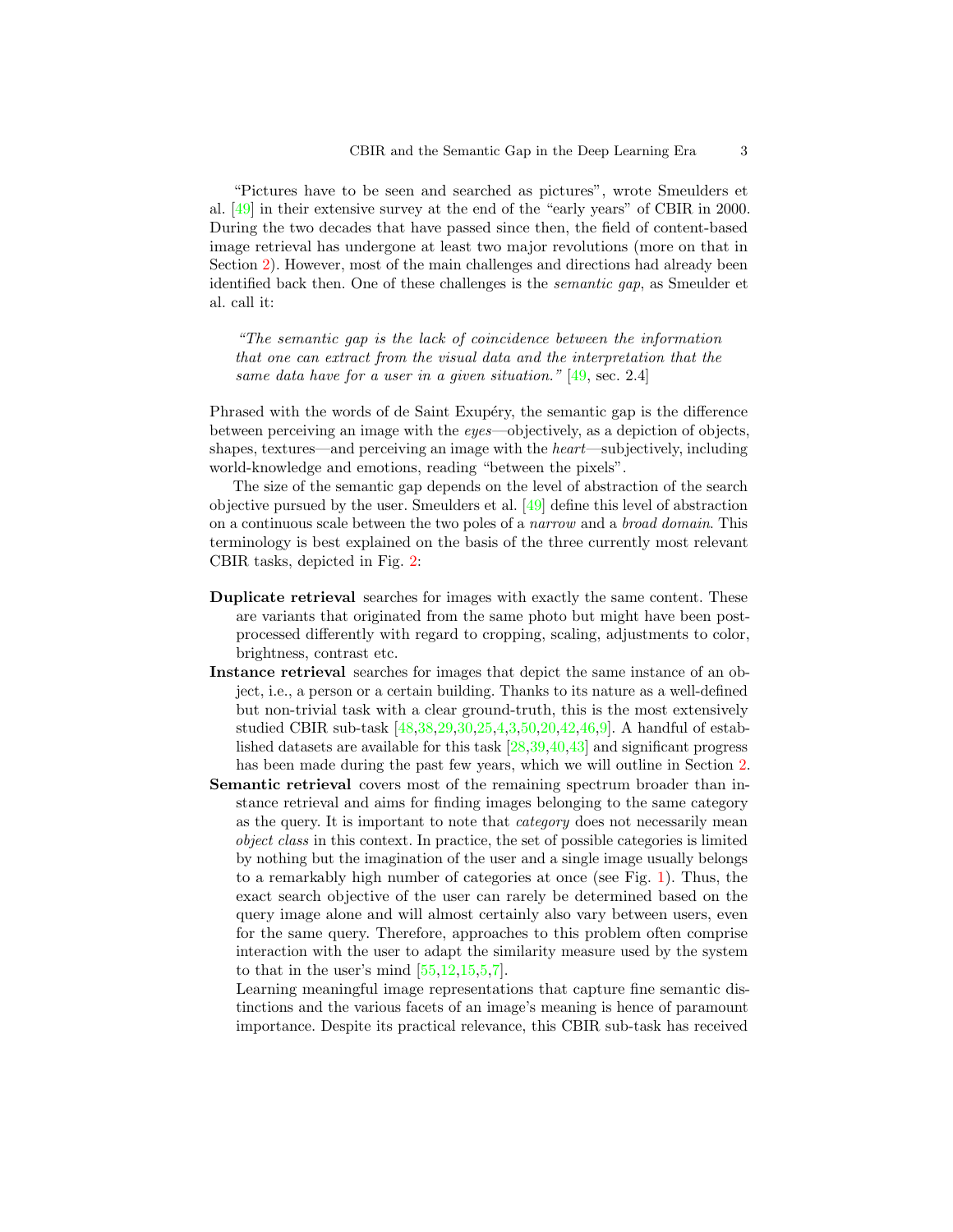"Pictures have to be seen and searched as pictures", wrote Smeulders et al. [49] in their extensive survey at the end of the "early years" of CBIR in 2000. During the two decades that have passed since then, the field of content-based image retrieval has undergone at least two major revolutions (more on that in Section 2). However, most of the main challenges and directions had already been identified back then. One of these challenges is the *semantic gap*, as Smeulder et al. call it:

> *"The semantic gap is the lack of coincidence between the information that one can extract from the visual data and the interpretation that the same data have for a user in a given situation."* [49, sec. 2.4]

Phrased with the words of de Saint Exupéry, the semantic gap is the difference between perceiving an image with the *eyes*—objectively, as a depiction of objects, shapes, textures—and perceiving an image with the *heart*—subjectively, including world-knowledge and emotions, reading "between the pixels".

The size of the semantic gap depends on the level of abstraction of the search objective pursued by the user. Smeulders et al. [49] define this level of abstraction on a continuous scale between the two poles of a *narrow* and a *broad domain*. This terminology is best explained on the basis of the three currently most relevant CBIR tasks, depicted in Fig. 2:

**Duplicate retrieval** searches for images with exactly the same content. These are variants that originated from the same photo but might have been post-processed differently with regard to cropping, scaling, adjustments to color, brightness, contrast etc.

**Instance retrieval** searches for images that depict the same instance of an object, i.e., a person or a certain building. Thanks to its nature as a well-defined but non-trivial task with a clear ground-truth, this is the most extensively studied CBIR sub-task [48,38,29,30,25,4,3,50,20,42,46,9]. A handful of established datasets are available for this task [28,39,40,43] and significant progress has been made during the past few years, which we will outline in Section 2.

**Semantic retrieval** covers most of the remaining spectrum broader than instance retrieval and aims for finding images belonging to the same category as the query. It is important to note that *category* does not necessarily mean *object class* in this context. In practice, the set of possible categories is limited by nothing but the imagination of the user and a single image usually belongs to a remarkably high number of categories at once (see Fig. 1). Thus, the exact search objective of the user can rarely be determined based on the query image alone and will almost certainly also vary between users, even for the same query. Therefore, approaches to this problem often comprise interaction with the user to adapt the similarity measure used by the system to that in the user's mind [55,12,15,5,7].

Learning meaningful image representations that capture fine semantic distinctions and the various facets of an image's meaning is hence of paramount importance. Despite its practical relevance, this CBIR sub-task has received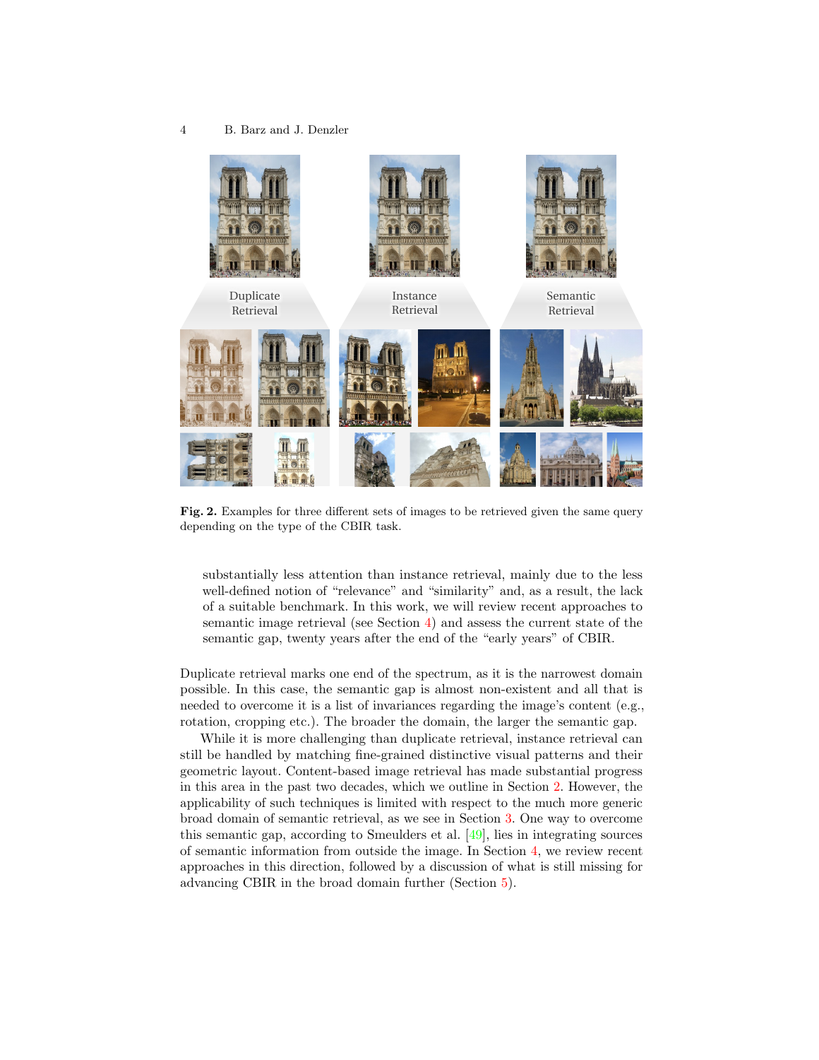Fig. 2. Examples for three different sets of images to be retrieved given the same query depending on the type of the CBIR task.

substantially less attention than instance retrieval, mainly due to the less well-defined notion of "relevance" and "similarity" and, as a result, the lack of a suitable benchmark. In this work, we will review recent approaches to semantic image retrieval (see Section 4) and assess the current state of the semantic gap, twenty years after the end of the "early years" of CBIR.

Duplicate retrieval marks one end of the spectrum, as it is the narrowest domain possible. In this case, the semantic gap is almost non-existent and all that is needed to overcome it is a list of invariances regarding the image's content (e.g., rotation, cropping etc.). The broader the domain, the larger the semantic gap.

While it is more challenging than duplicate retrieval, instance retrieval can still be handled by matching fine-grained distinctive visual patterns and their geometric layout. Content-based image retrieval has made substantial progress in this area in the past two decades, which we outline in Section 2. However, the applicability of such techniques is limited with respect to the much more generic broad domain of semantic retrieval, as we see in Section 3. One way to overcome this semantic gap, according to Smeulders et al. [49], lies in integrating sources of semantic information from outside the image. In Section 4, we review recent approaches in this direction, followed by a discussion of what is still missing for advancing CBIR in the broad domain further (Section 5).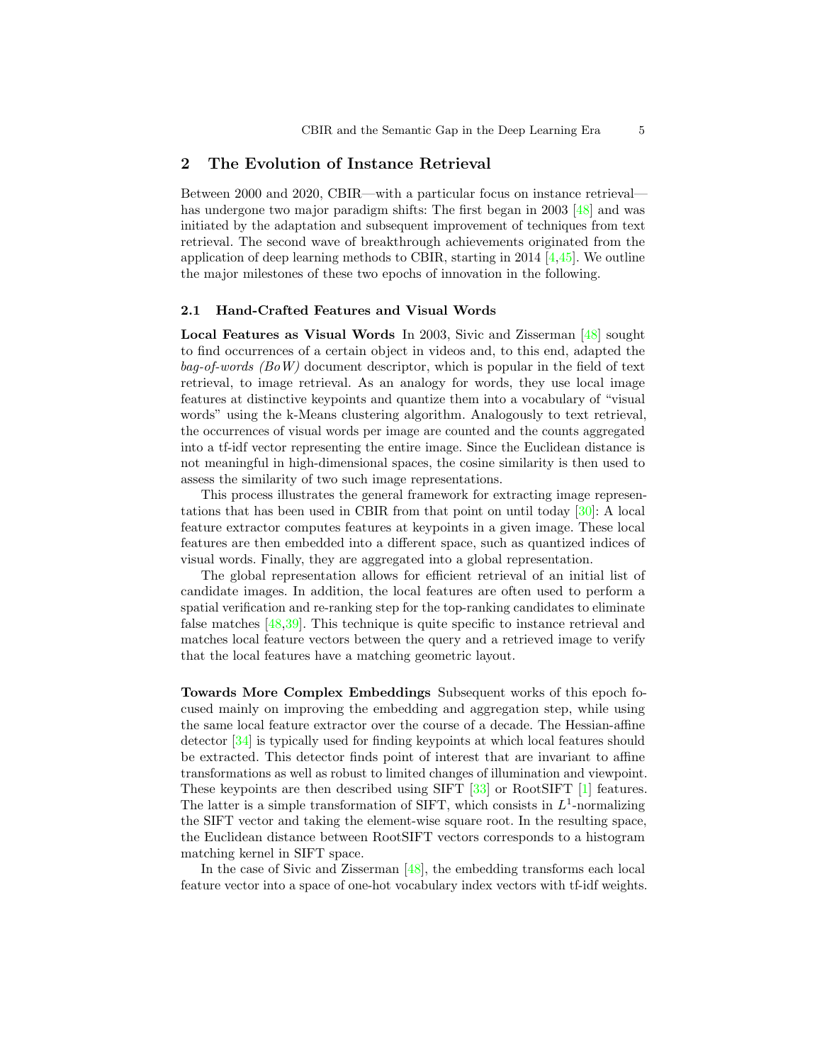## 2 The Evolution of Instance Retrieval

Between 2000 and 2020, CBIR—with a particular focus on instance retrieval—has undergone two major paradigm shifts: The first began in 2003 [48] and was initiated by the adaptation and subsequent improvement of techniques from text retrieval. The second wave of breakthrough achievements originated from the application of deep learning methods to CBIR, starting in 2014 [4,45]. We outline the major milestones of these two epochs of innovation in the following.

### 2.1 Hand-Crafted Features and Visual Words

**Local Features as Visual Words** In 2003, Sivic and Zisserman [48] sought to find occurrences of a certain object in videos and, to this end, adapted the *bag-of-words (BoW)* document descriptor, which is popular in the field of text retrieval, to image retrieval. As an analogy for words, they use local image features at distinctive keypoints and quantize them into a vocabulary of "visual words" using the k-Means clustering algorithm. Analogously to text retrieval, the occurrences of visual words per image are counted and the counts aggregated into a tf-idf vector representing the entire image. Since the Euclidean distance is not meaningful in high-dimensional spaces, the cosine similarity is then used to assess the similarity of two such image representations.

This process illustrates the general framework for extracting image representations that has been used in CBIR from that point on until today [30]: A local feature extractor computes features at keypoints in a given image. These local features are then embedded into a different space, such as quantized indices of visual words. Finally, they are aggregated into a global representation.

The global representation allows for efficient retrieval of an initial list of candidate images. In addition, the local features are often used to perform a spatial verification and re-ranking step for the top-ranking candidates to eliminate false matches [48,39]. This technique is quite specific to instance retrieval and matches local feature vectors between the query and a retrieved image to verify that the local features have a matching geometric layout.

**Towards More Complex Embeddings** Subsequent works of this epoch focused mainly on improving the embedding and aggregation step, while using the same local feature extractor over the course of a decade. The Hessian-affine detector [34] is typically used for finding keypoints at which local features should be extracted. This detector finds point of interest that are invariant to affine transformations as well as robust to limited changes of illumination and viewpoint. These keypoints are then described using SIFT [33] or RootSIFT [1] features. The latter is a simple transformation of SIFT, which consists in $L^1$-normalizing the SIFT vector and taking the element-wise square root. In the resulting space, the Euclidean distance between RootSIFT vectors corresponds to a histogram matching kernel in SIFT space.

In the case of Sivic and Zisserman [48], the embedding transforms each local feature vector into a space of one-hot vocabulary index vectors with tf-idf weights.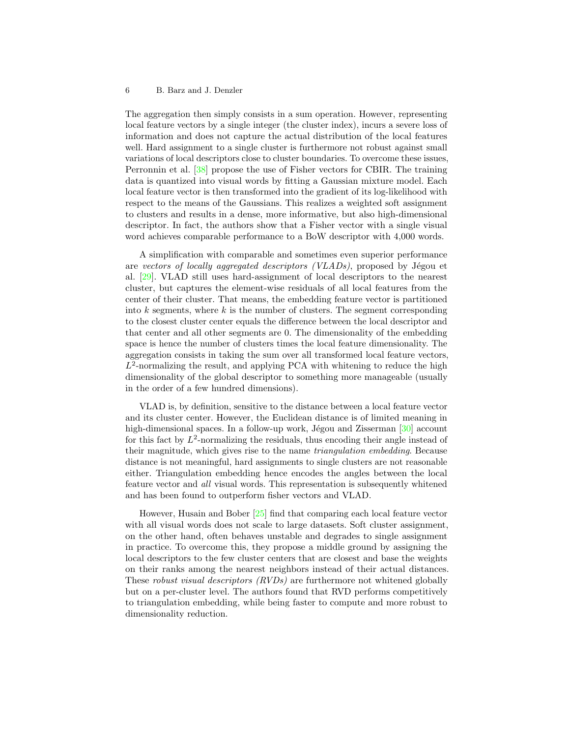The aggregation then simply consists in a sum operation. However, representing local feature vectors by a single integer (the cluster index), incurs a severe loss of information and does not capture the actual distribution of the local features well. Hard assignment to a single cluster is furthermore not robust against small variations of local descriptors close to cluster boundaries. To overcome these issues, Perronnin et al. [38] propose the use of Fisher vectors for CBIR. The training data is quantized into visual words by fitting a Gaussian mixture model. Each local feature vector is then transformed into the gradient of its log-likelihood with respect to the means of the Gaussians. This realizes a weighted soft assignment to clusters and results in a dense, more informative, but also high-dimensional descriptor. In fact, the authors show that a Fisher vector with a single visual word achieves comparable performance to a BoW descriptor with 4,000 words.

A simplification with comparable and sometimes even superior performance are *vectors of locally aggregated descriptors (VLADs)*, proposed by Jégou et al. [29]. VLAD still uses hard-assignment of local descriptors to the nearest cluster, but captures the element-wise residuals of all local features from the center of their cluster. That means, the embedding feature vector is partitioned into $k$ segments, where $k$ is the number of clusters. The segment corresponding to the closest cluster center equals the difference between the local descriptor and that center and all other segments are 0. The dimensionality of the embedding space is hence the number of clusters times the local feature dimensionality. The aggregation consists in taking the sum over all transformed local feature vectors, $L^2$-normalizing the result, and applying PCA with whitening to reduce the high dimensionality of the global descriptor to something more manageable (usually in the order of a few hundred dimensions).

VLAD is, by definition, sensitive to the distance between a local feature vector and its cluster center. However, the Euclidean distance is of limited meaning in high-dimensional spaces. In a follow-up work, Jégou and Zisserman [30] account for this fact by $L^2$-normalizing the residuals, thus encoding their angle instead of their magnitude, which gives rise to the name *triangulation embedding*. Because distance is not meaningful, hard assignments to single clusters are not reasonable either. Triangulation embedding hence encodes the angles between the local feature vector and *all* visual words. This representation is subsequently whitened and has been found to outperform fisher vectors and VLAD.

However, Husain and Bober [25] find that comparing each local feature vector with all visual words does not scale to large datasets. Soft cluster assignment, on the other hand, often behaves unstable and degrades to single assignment in practice. To overcome this, they propose a middle ground by assigning the local descriptors to the few cluster centers that are closest and base the weights on their ranks among the nearest neighbors instead of their actual distances. These *robust visual descriptors (RVDs)* are furthermore not whitened globally but on a per-cluster level. The authors found that RVD performs competitively to triangulation embedding, while being faster to compute and more robust to dimensionality reduction.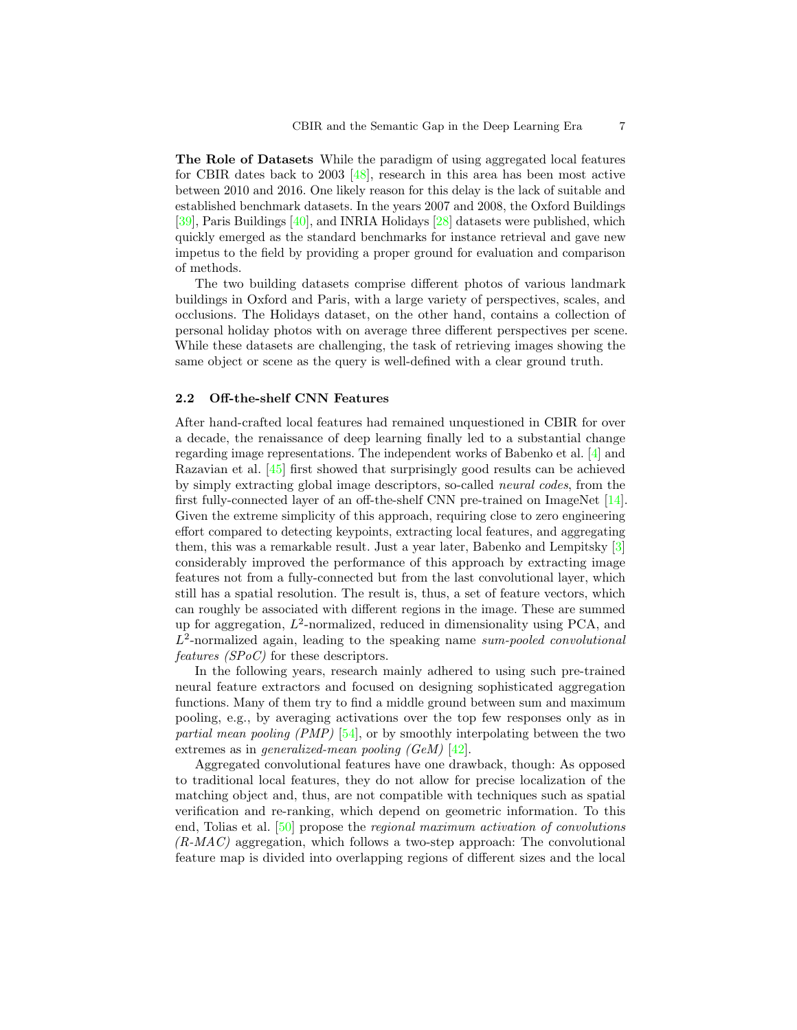**The Role of Datasets** While the paradigm of using aggregated local features for CBIR dates back to 2003 [48], research in this area has been most active between 2010 and 2016. One likely reason for this delay is the lack of suitable and established benchmark datasets. In the years 2007 and 2008, the Oxford Buildings [39], Paris Buildings [40], and INRIA Holidays [28] datasets were published, which quickly emerged as the standard benchmarks for instance retrieval and gave new impetus to the field by providing a proper ground for evaluation and comparison of methods.

The two building datasets comprise different photos of various landmark buildings in Oxford and Paris, with a large variety of perspectives, scales, and occlusions. The Holidays dataset, on the other hand, contains a collection of personal holiday photos with on average three different perspectives per scene. While these datasets are challenging, the task of retrieving images showing the same object or scene as the query is well-defined with a clear ground truth.

### 2.2 Off-the-shelf CNN Features

After hand-crafted local features had remained unquestioned in CBIR for over a decade, the renaissance of deep learning finally led to a substantial change regarding image representations. The independent works of Babenko et al. [4] and Razavian et al. [45] first showed that surprisingly good results can be achieved by simply extracting global image descriptors, so-called *neural codes*, from the first fully-connected layer of an off-the-shelf CNN pre-trained on ImageNet [14]. Given the extreme simplicity of this approach, requiring close to zero engineering effort compared to detecting keypoints, extracting local features, and aggregating them, this was a remarkable result. Just a year later, Babenko and Lempitsky [3] considerably improved the performance of this approach by extracting image features not from a fully-connected but from the last convolutional layer, which still has a spatial resolution. The result is, thus, a set of feature vectors, which can roughly be associated with different regions in the image. These are summed up for aggregation, $L^2$-normalized, reduced in dimensionality using PCA, and $L^2$-normalized again, leading to the speaking name *sum-pooled convolutional features (SPoC)* for these descriptors.

In the following years, research mainly adhered to using such pre-trained neural feature extractors and focused on designing sophisticated aggregation functions. Many of them try to find a middle ground between sum and maximum pooling, e.g., by averaging activations over the top few responses only as in *partial mean pooling (PMP)* [54], or by smoothly interpolating between the two extremes as in *generalized-mean pooling (GeM)* [42].

Aggregated convolutional features have one drawback, though: As opposed to traditional local features, they do not allow for precise localization of the matching object and, thus, are not compatible with techniques such as spatial verification and re-ranking, which depend on geometric information. To this end, Tolias et al. [50] propose the *regional maximum activation of convolutions (R-MAC)* aggregation, which follows a two-step approach: The convolutional feature map is divided into overlapping regions of different sizes and the local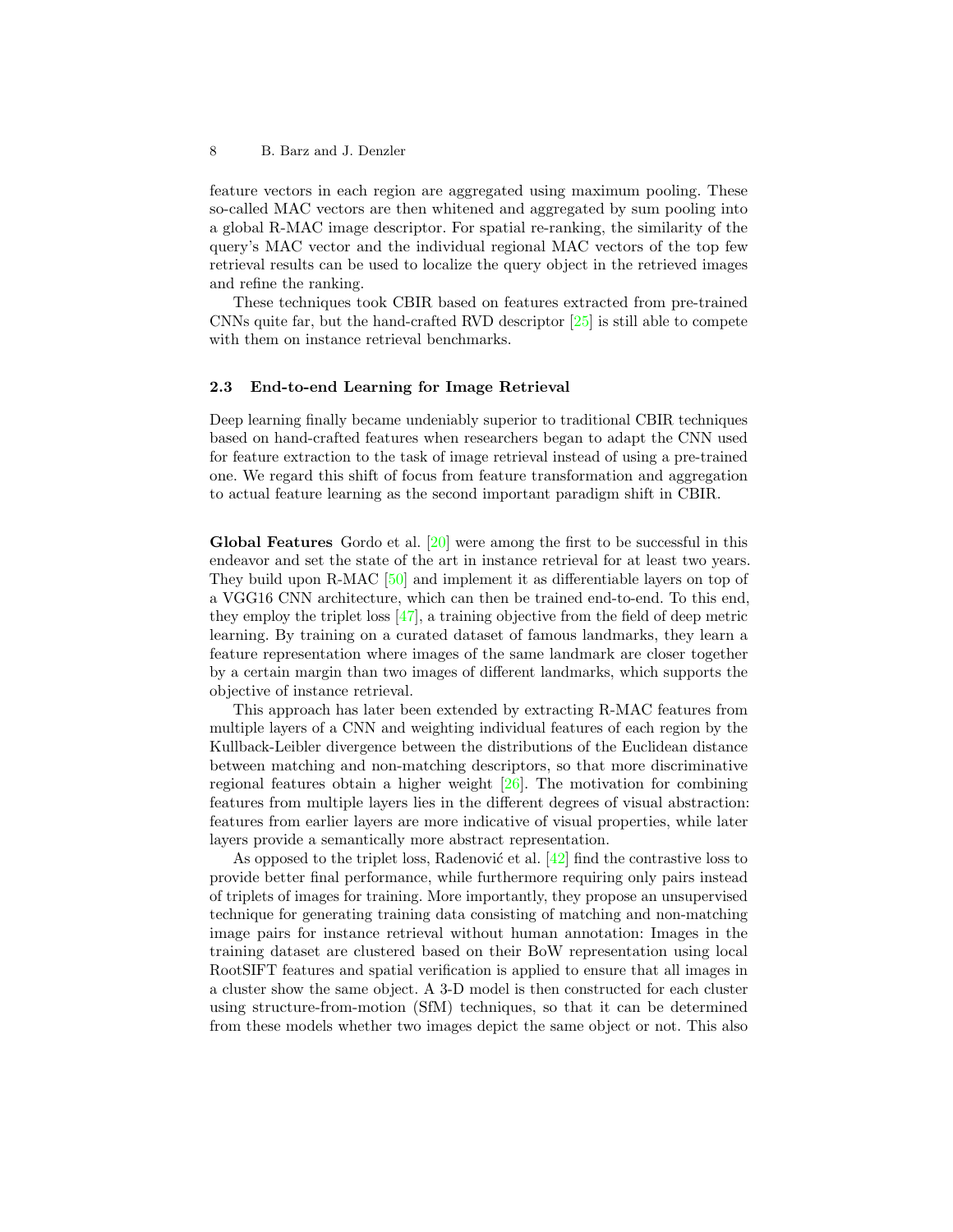feature vectors in each region are aggregated using maximum pooling. These so-called MAC vectors are then whitened and aggregated by sum pooling into a global R-MAC image descriptor. For spatial re-ranking, the similarity of the query's MAC vector and the individual regional MAC vectors of the top few retrieval results can be used to localize the query object in the retrieved images and refine the ranking.

These techniques took CBIR based on features extracted from pre-trained CNNs quite far, but the hand-crafted RVD descriptor [25] is still able to compete with them on instance retrieval benchmarks.

### 2.3 End-to-end Learning for Image Retrieval

Deep learning finally became undeniably superior to traditional CBIR techniques based on hand-crafted features when researchers began to adapt the CNN used for feature extraction to the task of image retrieval instead of using a pre-trained one. We regard this shift of focus from feature transformation and aggregation to actual feature learning as the second important paradigm shift in CBIR.

**Global Features** Gordo et al. [20] were among the first to be successful in this endeavor and set the state of the art in instance retrieval for at least two years. They build upon R-MAC [50] and implement it as differentiable layers on top of a VGG16 CNN architecture, which can then be trained end-to-end. To this end, they employ the triplet loss [47], a training objective from the field of deep metric learning. By training on a curated dataset of famous landmarks, they learn a feature representation where images of the same landmark are closer together by a certain margin than two images of different landmarks, which supports the objective of instance retrieval.

This approach has later been extended by extracting R-MAC features from multiple layers of a CNN and weighting individual features of each region by the Kullback-Leibler divergence between the distributions of the Euclidean distance between matching and non-matching descriptors, so that more discriminative regional features obtain a higher weight [26]. The motivation for combining features from multiple layers lies in the different degrees of visual abstraction: features from earlier layers are more indicative of visual properties, while later layers provide a semantically more abstract representation.

As opposed to the triplet loss, Radenović et al. [42] find the contrastive loss to provide better final performance, while furthermore requiring only pairs instead of triplets of images for training. More importantly, they propose an unsupervised technique for generating training data consisting of matching and non-matching image pairs for instance retrieval without human annotation: Images in the training dataset are clustered based on their BoW representation using local RootSIFT features and spatial verification is applied to ensure that all images in a cluster show the same object. A 3-D model is then constructed for each cluster using structure-from-motion (SfM) techniques, so that it can be determined from these models whether two images depict the same object or not. This also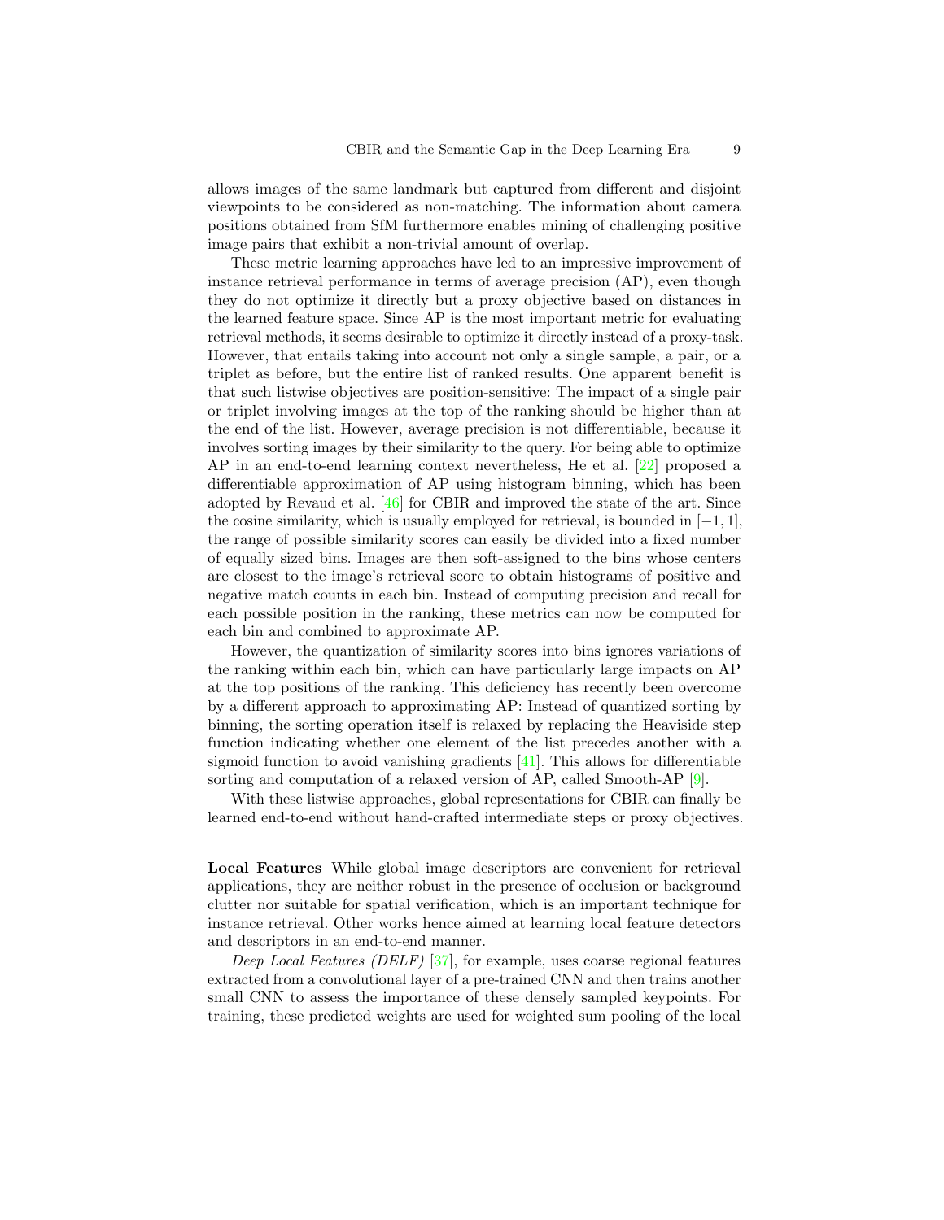allows images of the same landmark but captured from different and disjoint viewpoints to be considered as non-matching. The information about camera positions obtained from SfM furthermore enables mining of challenging positive image pairs that exhibit a non-trivial amount of overlap.

These metric learning approaches have led to an impressive improvement of instance retrieval performance in terms of average precision (AP), even though they do not optimize it directly but a proxy objective based on distances in the learned feature space. Since AP is the most important metric for evaluating retrieval methods, it seems desirable to optimize it directly instead of a proxy-task. However, that entails taking into account not only a single sample, a pair, or a triplet as before, but the entire list of ranked results. One apparent benefit is that such listwise objectives are position-sensitive: The impact of a single pair or triplet involving images at the top of the ranking should be higher than at the end of the list. However, average precision is not differentiable, because it involves sorting images by their similarity to the query. For being able to optimize AP in an end-to-end learning context nevertheless, He et al. [22] proposed a differentiable approximation of AP using histogram binning, which has been adopted by Revaud et al. [46] for CBIR and improved the state of the art. Since the cosine similarity, which is usually employed for retrieval, is bounded in $[-1, 1]$, the range of possible similarity scores can easily be divided into a fixed number of equally sized bins. Images are then soft-assigned to the bins whose centers are closest to the image's retrieval score to obtain histograms of positive and negative match counts in each bin. Instead of computing precision and recall for each possible position in the ranking, these metrics can now be computed for each bin and combined to approximate AP.

However, the quantization of similarity scores into bins ignores variations of the ranking within each bin, which can have particularly large impacts on AP at the top positions of the ranking. This deficiency has recently been overcome by a different approach to approximating AP: Instead of quantized sorting by binning, the sorting operation itself is relaxed by replacing the Heaviside step function indicating whether one element of the list precedes another with a sigmoid function to avoid vanishing gradients [41]. This allows for differentiable sorting and computation of a relaxed version of AP, called Smooth-AP [9].

With these listwise approaches, global representations for CBIR can finally be learned end-to-end without hand-crafted intermediate steps or proxy objectives.

**Local Features** While global image descriptors are convenient for retrieval applications, they are neither robust in the presence of occlusion or background clutter nor suitable for spatial verification, which is an important technique for instance retrieval. Other works hence aimed at learning local feature detectors and descriptors in an end-to-end manner.

*Deep Local Features (DELF)* [37], for example, uses coarse regional features extracted from a convolutional layer of a pre-trained CNN and then trains another small CNN to assess the importance of these densely sampled keypoints. For training, these predicted weights are used for weighted sum pooling of the local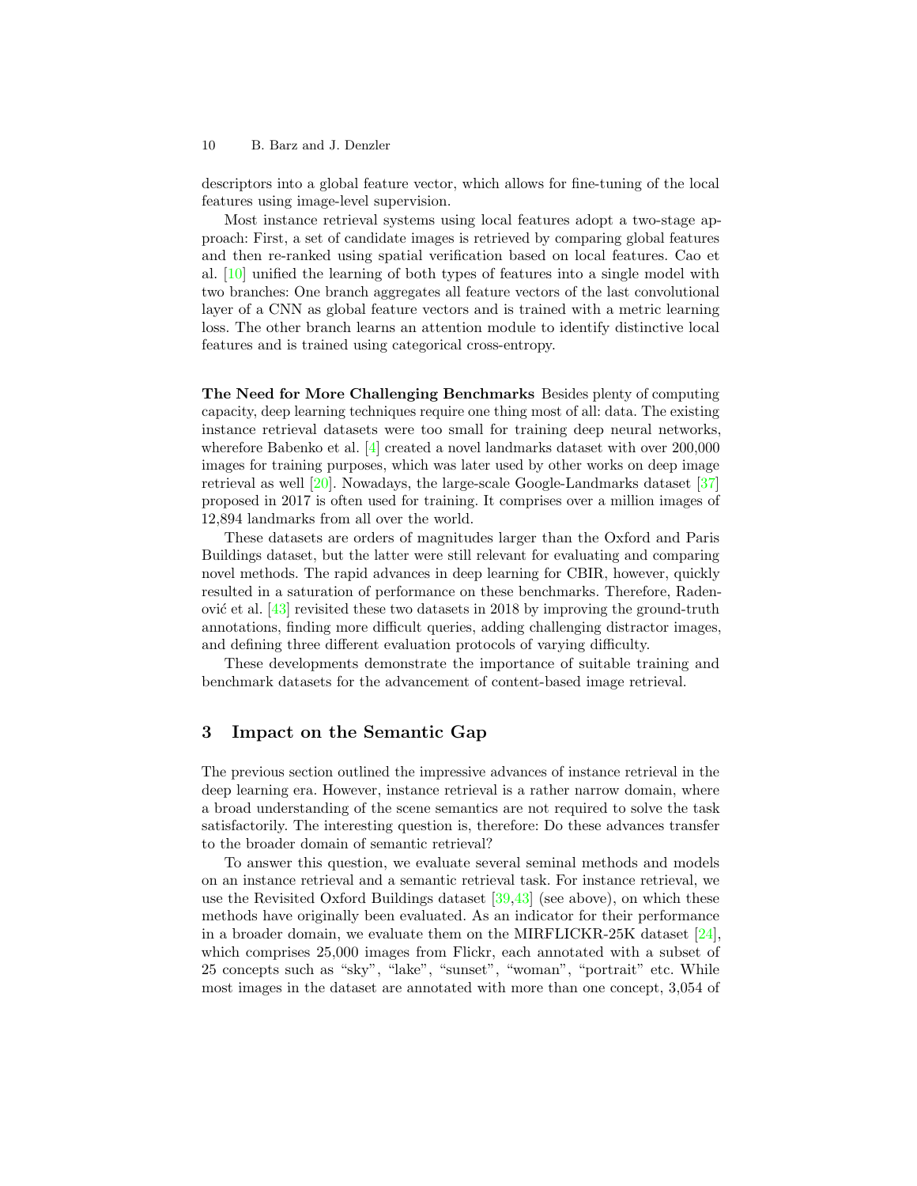descriptors into a global feature vector, which allows for fine-tuning of the local features using image-level supervision.

Most instance retrieval systems using local features adopt a two-stage approach: First, a set of candidate images is retrieved by comparing global features and then re-ranked using spatial verification based on local features. Cao et al. [10] unified the learning of both types of features into a single model with two branches: One branch aggregates all feature vectors of the last convolutional layer of a CNN as global feature vectors and is trained with a metric learning loss. The other branch learns an attention module to identify distinctive local features and is trained using categorical cross-entropy.

**The Need for More Challenging Benchmarks** Besides plenty of computing capacity, deep learning techniques require one thing most of all: data. The existing instance retrieval datasets were too small for training deep neural networks, wherefore Babenko et al. [4] created a novel landmarks dataset with over 200,000 images for training purposes, which was later used by other works on deep image retrieval as well [20]. Nowadays, the large-scale Google-Landmarks dataset [37] proposed in 2017 is often used for training. It comprises over a million images of 12,894 landmarks from all over the world.

These datasets are orders of magnitudes larger than the Oxford and Paris Buildings dataset, but the latter were still relevant for evaluating and comparing novel methods. The rapid advances in deep learning for CBIR, however, quickly resulted in a saturation of performance on these benchmarks. Therefore, Radenović et al. [43] revisited these two datasets in 2018 by improving the ground-truth annotations, finding more difficult queries, adding challenging distractor images, and defining three different evaluation protocols of varying difficulty.

These developments demonstrate the importance of suitable training and benchmark datasets for the advancement of content-based image retrieval.

## 3 Impact on the Semantic Gap

The previous section outlined the impressive advances of instance retrieval in the deep learning era. However, instance retrieval is a rather narrow domain, where a broad understanding of the scene semantics are not required to solve the task satisfactorily. The interesting question is, therefore: Do these advances transfer to the broader domain of semantic retrieval?

To answer this question, we evaluate several seminal methods and models on an instance retrieval and a semantic retrieval task. For instance retrieval, we use the Revisited Oxford Buildings dataset [39,43] (see above), on which these methods have originally been evaluated. As an indicator for their performance in a broader domain, we evaluate them on the MIRFLICKR-25K dataset [24], which comprises 25,000 images from Flickr, each annotated with a subset of 25 concepts such as "sky", "lake", "sunset", "woman", "portrait" etc. While most images in the dataset are annotated with more than one concept, 3,054 of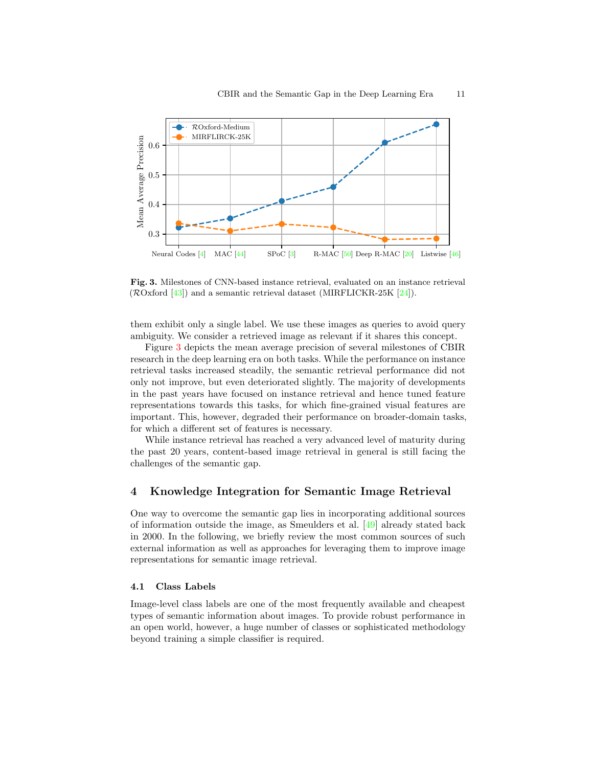**Fig. 3.** Milestones of CNN-based instance retrieval, evaluated on an instance retrieval ($\mathcal{R}$Oxford [43]) and a semantic retrieval dataset (MIRFLICKR-25K [24]).

them exhibit only a single label. We use these images as queries to avoid query ambiguity. We consider a retrieved image as relevant if it shares this concept.

Figure 3 depicts the mean average precision of several milestones of CBIR research in the deep learning era on both tasks. While the performance on instance retrieval tasks increased steadily, the semantic retrieval performance did not only not improve, but even deteriorated slightly. The majority of developments in the past years have focused on instance retrieval and hence tuned feature representations towards this tasks, for which fine-grained visual features are important. This, however, degraded their performance on broader-domain tasks, for which a different set of features is necessary.

While instance retrieval has reached a very advanced level of maturity during the past 20 years, content-based image retrieval in general is still facing the challenges of the semantic gap.

## 4 Knowledge Integration for Semantic Image Retrieval

One way to overcome the semantic gap lies in incorporating additional sources of information outside the image, as Smeulders et al. [49] already stated back in 2000. In the following, we briefly review the most common sources of such external information as well as approaches for leveraging them to improve image representations for semantic image retrieval.

### 4.1 Class Labels

Image-level class labels are one of the most frequently available and cheapest types of semantic information about images. To provide robust performance in an open world, however, a huge number of classes or sophisticated methodology beyond training a simple classifier is required.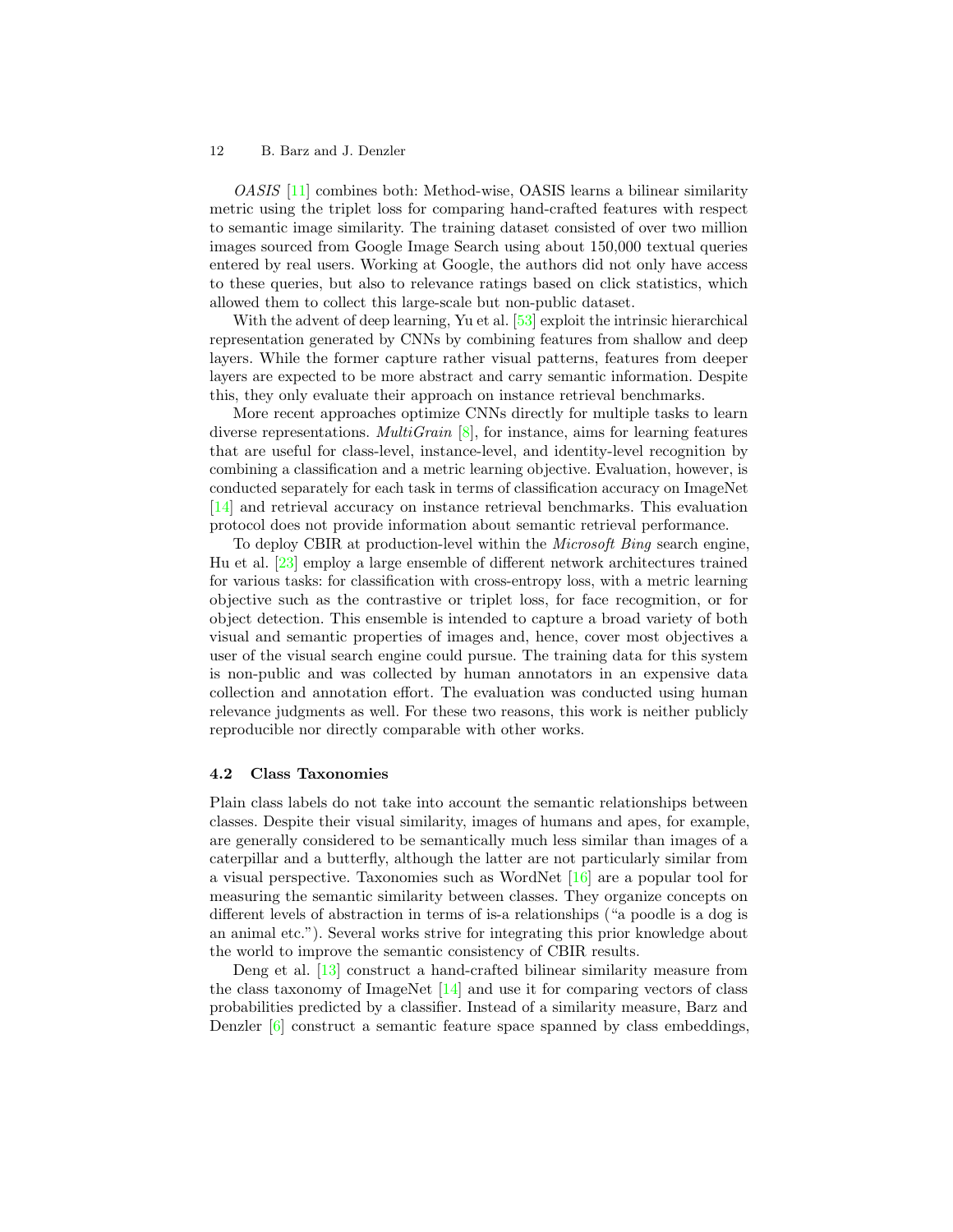*OASIS* [11] combines both: Method-wise, OASIS learns a bilinear similarity metric using the triplet loss for comparing hand-crafted features with respect to semantic image similarity. The training dataset consisted of over two million images sourced from Google Image Search using about 150,000 textual queries entered by real users. Working at Google, the authors did not only have access to these queries, but also to relevance ratings based on click statistics, which allowed them to collect this large-scale but non-public dataset.

With the advent of deep learning, Yu et al. [53] exploit the intrinsic hierarchical representation generated by CNNs by combining features from shallow and deep layers. While the former capture rather visual patterns, features from deeper layers are expected to be more abstract and carry semantic information. Despite this, they only evaluate their approach on instance retrieval benchmarks.

More recent approaches optimize CNNs directly for multiple tasks to learn diverse representations. *MultiGrain* [8], for instance, aims for learning features that are useful for class-level, instance-level, and identity-level recognition by combining a classification and a metric learning objective. Evaluation, however, is conducted separately for each task in terms of classification accuracy on ImageNet [14] and retrieval accuracy on instance retrieval benchmarks. This evaluation protocol does not provide information about semantic retrieval performance.

To deploy CBIR at production-level within the *Microsoft Bing* search engine, Hu et al. [23] employ a large ensemble of different network architectures trained for various tasks: for classification with cross-entropy loss, with a metric learning objective such as the contrastive or triplet loss, for face recogmition, or for object detection. This ensemble is intended to capture a broad variety of both visual and semantic properties of images and, hence, cover most objectives a user of the visual search engine could pursue. The training data for this system is non-public and was collected by human annotators in an expensive data collection and annotation effort. The evaluation was conducted using human relevance judgments as well. For these two reasons, this work is neither publicly reproducible nor directly comparable with other works.

### 4.2 Class Taxonomies

Plain class labels do not take into account the semantic relationships between classes. Despite their visual similarity, images of humans and apes, for example, are generally considered to be semantically much less similar than images of a caterpillar and a butterfly, although the latter are not particularly similar from a visual perspective. Taxonomies such as WordNet [16] are a popular tool for measuring the semantic similarity between classes. They organize concepts on different levels of abstraction in terms of is-a relationships ("a poodle is a dog is an animal etc."). Several works strive for integrating this prior knowledge about the world to improve the semantic consistency of CBIR results.

Deng et al. [13] construct a hand-crafted bilinear similarity measure from the class taxonomy of ImageNet [14] and use it for comparing vectors of class probabilities predicted by a classifier. Instead of a similarity measure, Barz and Denzler [6] construct a semantic feature space spanned by class embeddings,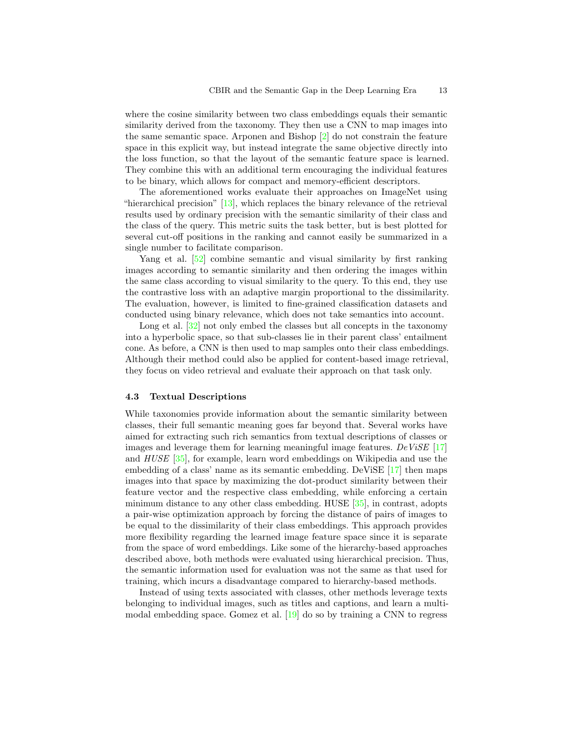where the cosine similarity between two class embeddings equals their semantic similarity derived from the taxonomy. They then use a CNN to map images into the same semantic space. Arponen and Bishop [2] do not constrain the feature space in this explicit way, but instead integrate the same objective directly into the loss function, so that the layout of the semantic feature space is learned. They combine this with an additional term encouraging the individual features to be binary, which allows for compact and memory-efficient descriptors.

The aforementioned works evaluate their approaches on ImageNet using "hierarchical precision" [13], which replaces the binary relevance of the retrieval results used by ordinary precision with the semantic similarity of their class and the class of the query. This metric suits the task better, but is best plotted for several cut-off positions in the ranking and cannot easily be summarized in a single number to facilitate comparison.

Yang et al. [52] combine semantic and visual similarity by first ranking images according to semantic similarity and then ordering the images within the same class according to visual similarity to the query. To this end, they use the contrastive loss with an adaptive margin proportional to the dissimilarity. The evaluation, however, is limited to fine-grained classification datasets and conducted using binary relevance, which does not take semantics into account.

Long et al. [32] not only embed the classes but all concepts in the taxonomy into a hyperbolic space, so that sub-classes lie in their parent class' entailment cone. As before, a CNN is then used to map samples onto their class embeddings. Although their method could also be applied for content-based image retrieval, they focus on video retrieval and evaluate their approach on that task only.

### 4.3 Textual Descriptions

While taxonomies provide information about the semantic similarity between classes, their full semantic meaning goes far beyond that. Several works have aimed for extracting such rich semantics from textual descriptions of classes or images and leverage them for learning meaningful image features. *DeViSE* [17] and *HUSE* [35], for example, learn word embeddings on Wikipedia and use the embedding of a class' name as its semantic embedding. DeViSE [17] then maps images into that space by maximizing the dot-product similarity between their feature vector and the respective class embedding, while enforcing a certain minimum distance to any other class embedding. HUSE [35], in contrast, adopts a pair-wise optimization approach by forcing the distance of pairs of images to be equal to the dissimilarity of their class embeddings. This approach provides more flexibility regarding the learned image feature space since it is separate from the space of word embeddings. Like some of the hierarchy-based approaches described above, both methods were evaluated using hierarchical precision. Thus, the semantic information used for evaluation was not the same as that used for training, which incurs a disadvantage compared to hierarchy-based methods.

Instead of using texts associated with classes, other methods leverage texts belonging to individual images, such as titles and captions, and learn a multi-modal embedding space. Gomez et al. [19] do so by training a CNN to regress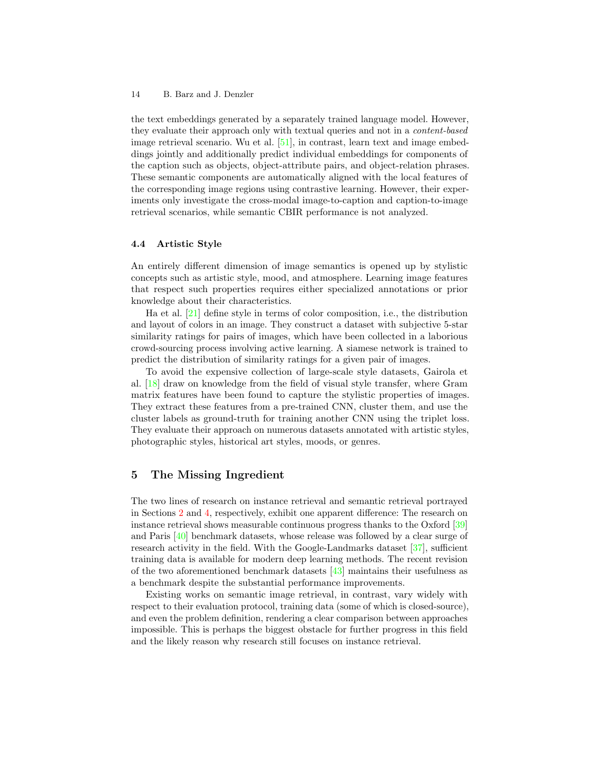the text embeddings generated by a separately trained language model. However, they evaluate their approach only with textual queries and not in a *content-based* image retrieval scenario. Wu et al. [51], in contrast, learn text and image embeddings jointly and additionally predict individual embeddings for components of the caption such as objects, object-attribute pairs, and object-relation phrases. These semantic components are automatically aligned with the local features of the corresponding image regions using contrastive learning. However, their experiments only investigate the cross-modal image-to-caption and caption-to-image retrieval scenarios, while semantic CBIR performance is not analyzed.

### 4.4 Artistic Style

An entirely different dimension of image semantics is opened up by stylistic concepts such as artistic style, mood, and atmosphere. Learning image features that respect such properties requires either specialized annotations or prior knowledge about their characteristics.

Ha et al. [21] define style in terms of color composition, i.e., the distribution and layout of colors in an image. They construct a dataset with subjective 5-star similarity ratings for pairs of images, which have been collected in a laborious crowd-sourcing process involving active learning. A siamese network is trained to predict the distribution of similarity ratings for a given pair of images.

To avoid the expensive collection of large-scale style datasets, Gairola et al. [18] draw on knowledge from the field of visual style transfer, where Gram matrix features have been found to capture the stylistic properties of images. They extract these features from a pre-trained CNN, cluster them, and use the cluster labels as ground-truth for training another CNN using the triplet loss. They evaluate their approach on numerous datasets annotated with artistic styles, photographic styles, historical art styles, moods, or genres.

## 5 The Missing Ingredient

The two lines of research on instance retrieval and semantic retrieval portrayed in Sections 2 and 4, respectively, exhibit one apparent difference: The research on instance retrieval shows measurable continuous progress thanks to the Oxford [39] and Paris [40] benchmark datasets, whose release was followed by a clear surge of research activity in the field. With the Google-Landmarks dataset [37], sufficient training data is available for modern deep learning methods. The recent revision of the two aforementioned benchmark datasets [43] maintains their usefulness as a benchmark despite the substantial performance improvements.

Existing works on semantic image retrieval, in contrast, vary widely with respect to their evaluation protocol, training data (some of which is closed-source), and even the problem definition, rendering a clear comparison between approaches impossible. This is perhaps the biggest obstacle for further progress in this field and the likely reason why research still focuses on instance retrieval.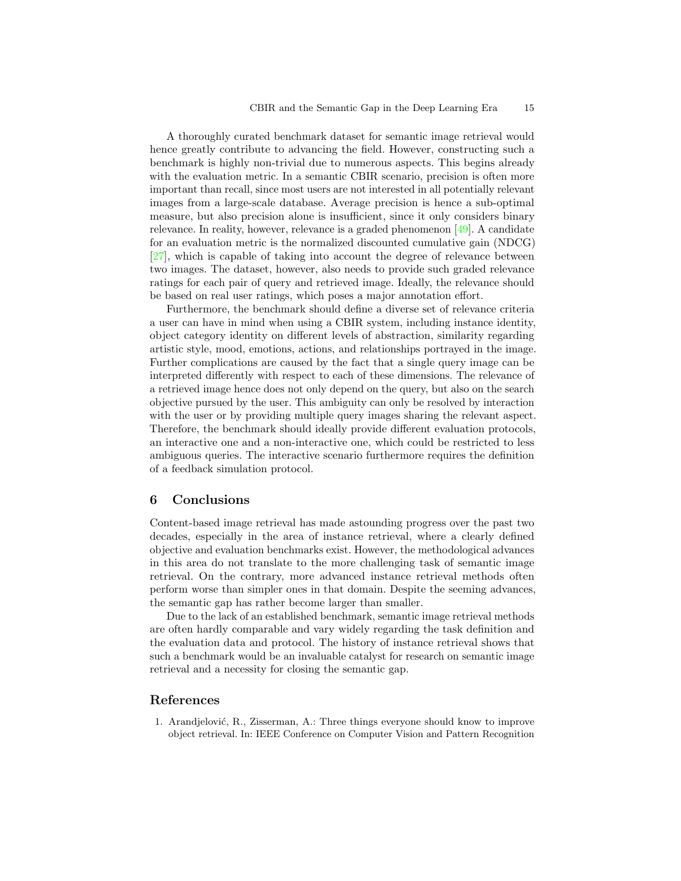A thoroughly curated benchmark dataset for semantic image retrieval would hence greatly contribute to advancing the field. However, constructing such a benchmark is highly non-trivial due to numerous aspects. This begins already with the evaluation metric. In a semantic CBIR scenario, precision is often more important than recall, since most users are not interested in all potentially relevant images from a large-scale database. Average precision is hence a sub-optimal measure, but also precision alone is insufficient, since it only considers binary relevance. In reality, however, relevance is a graded phenomenon [49]. A candidate for an evaluation metric is the normalized discounted cumulative gain (NDCG) [27], which is capable of taking into account the degree of relevance between two images. The dataset, however, also needs to provide such graded relevance ratings for each pair of query and retrieved image. Ideally, the relevance should be based on real user ratings, which poses a major annotation effort.

Furthermore, the benchmark should define a diverse set of relevance criteria a user can have in mind when using a CBIR system, including instance identity, object category identity on different levels of abstraction, similarity regarding artistic style, mood, emotions, actions, and relationships portrayed in the image. Further complications are caused by the fact that a single query image can be interpreted differently with respect to each of these dimensions. The relevance of a retrieved image hence does not only depend on the query, but also on the search objective pursued by the user. This ambiguity can only be resolved by interaction with the user or by providing multiple query images sharing the relevant aspect. Therefore, the benchmark should ideally provide different evaluation protocols, an interactive one and a non-interactive one, which could be restricted to less ambiguous queries. The interactive scenario furthermore requires the definition of a feedback simulation protocol.

## 6 Conclusions

Content-based image retrieval has made astounding progress over the past two decades, especially in the area of instance retrieval, where a clearly defined objective and evaluation benchmarks exist. However, the methodological advances in this area do not translate to the more challenging task of semantic image retrieval. On the contrary, more advanced instance retrieval methods often perform worse than simpler ones in that domain. Despite the seeming advances, the semantic gap has rather become larger than smaller.

Due to the lack of an established benchmark, semantic image retrieval methods are often hardly comparable and vary widely regarding the task definition and the evaluation data and protocol. The history of instance retrieval shows that such a benchmark would be an invaluable catalyst for research on semantic image retrieval and a necessity for closing the semantic gap.

## References

1. Arandjelović, R., Zisserman, A.: Three things everyone should know to improve object retrieval. In: IEEE Conference on Computer Vision and Pattern Recognition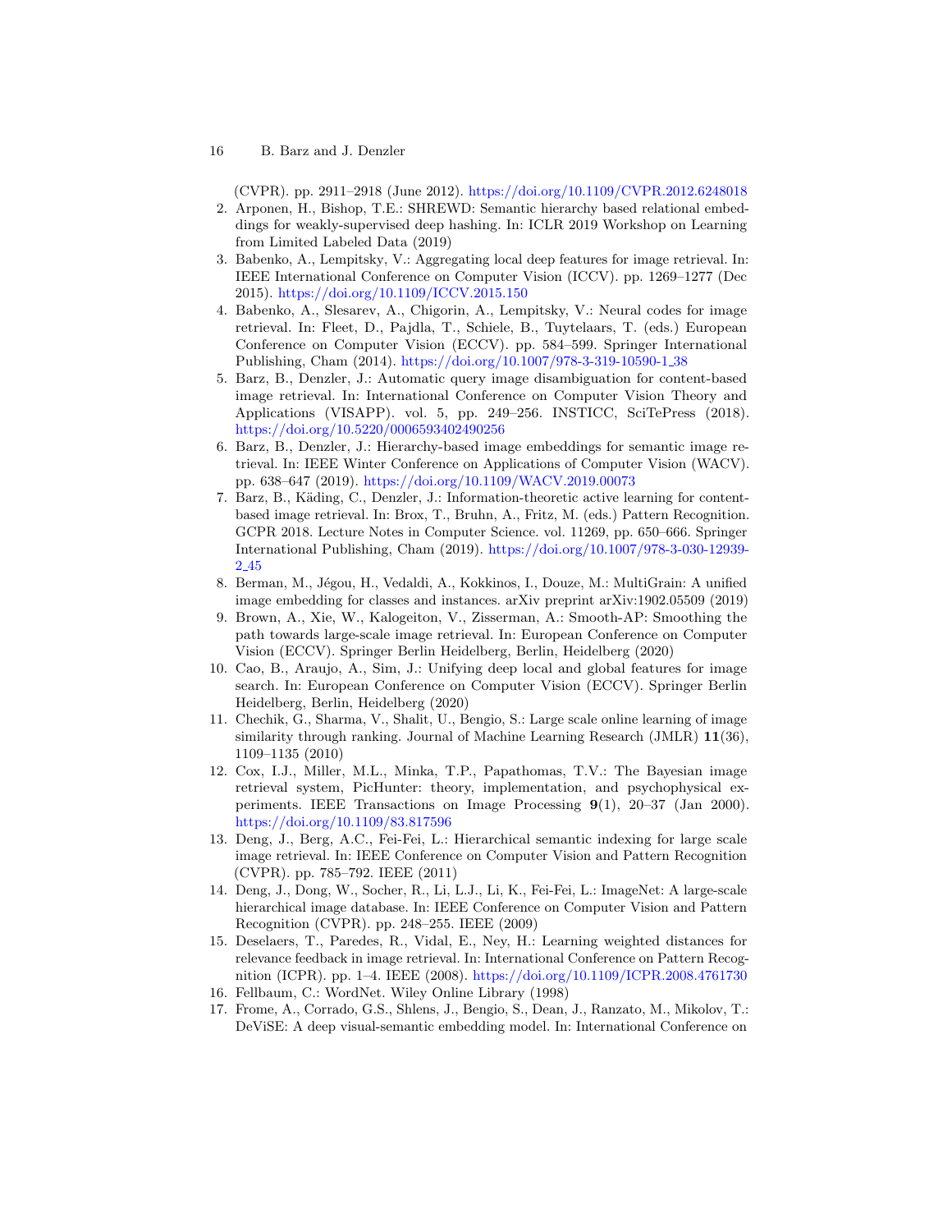(CVPR). pp. 2911–2918 (June 2012). https://doi.org/10.1109/CVPR.2012.6248018

2. Arponen, H., Bishop, T.E.: SHREWD: Semantic hierarchy based relational embeddings for weakly-supervised deep hashing. In: ICLR 2019 Workshop on Learning from Limited Labeled Data (2019)
3. Babenko, A., Lempitsky, V.: Aggregating local deep features for image retrieval. In: IEEE International Conference on Computer Vision (ICCV). pp. 1269–1277 (Dec 2015). https://doi.org/10.1109/ICCV.2015.150
4. Babenko, A., Slesarev, A., Chigorin, A., Lempitsky, V.: Neural codes for image retrieval. In: Fleet, D., Pajdla, T., Schiele, B., Tuytelaars, T. (eds.) European Conference on Computer Vision (ECCV). pp. 584–599. Springer International Publishing, Cham (2014). https://doi.org/10.1007/978-3-319-10590-1_38
5. Barz, B., Denzler, J.: Automatic query image disambiguation for content-based image retrieval. In: International Conference on Computer Vision Theory and Applications (VISAPP). vol. 5, pp. 249–256. INSTICC, SciTePress (2018). https://doi.org/10.5220/0006593402490256
6. Barz, B., Denzler, J.: Hierarchy-based image embeddings for semantic image retrieval. In: IEEE Winter Conference on Applications of Computer Vision (WACV). pp. 638–647 (2019). https://doi.org/10.1109/WACV.2019.00073
7. Barz, B., Käding, C., Denzler, J.: Information-theoretic active learning for content-based image retrieval. In: Brox, T., Bruhn, A., Fritz, M. (eds.) Pattern Recognition. GCPR 2018. Lecture Notes in Computer Science. vol. 11269, pp. 650–666. Springer International Publishing, Cham (2019). https://doi.org/10.1007/978-3-030-12939-2_45
8. Berman, M., Jégou, H., Vedaldi, A., Kokkinos, I., Douze, M.: MultiGrain: A unified image embedding for classes and instances. arXiv preprint arXiv:1902.05509 (2019)
9. Brown, A., Xie, W., Kalogeiton, V., Zisserman, A.: Smooth-AP: Smoothing the path towards large-scale image retrieval. In: European Conference on Computer Vision (ECCV). Springer Berlin Heidelberg, Berlin, Heidelberg (2020)
10. Cao, B., Araujo, A., Sim, J.: Unifying deep local and global features for image search. In: European Conference on Computer Vision (ECCV). Springer Berlin Heidelberg, Berlin, Heidelberg (2020)
11. Chechik, G., Sharma, V., Shalit, U., Bengio, S.: Large scale online learning of image similarity through ranking. Journal of Machine Learning Research (JMLR) **11**(36), 1109–1135 (2010)
12. Cox, I.J., Miller, M.L., Minka, T.P., Papathomas, T.V.: The Bayesian image retrieval system, PicHunter: theory, implementation, and psychophysical experiments. IEEE Transactions on Image Processing **9**(1), 20–37 (Jan 2000). https://doi.org/10.1109/83.817596
13. Deng, J., Berg, A.C., Fei-Fei, L.: Hierarchical semantic indexing for large scale image retrieval. In: IEEE Conference on Computer Vision and Pattern Recognition (CVPR). pp. 785–792. IEEE (2011)
14. Deng, J., Dong, W., Socher, R., Li, L.J., Li, K., Fei-Fei, L.: ImageNet: A large-scale hierarchical image database. In: IEEE Conference on Computer Vision and Pattern Recognition (CVPR). pp. 248–255. IEEE (2009)
15. Deselaers, T., Paredes, R., Vidal, E., Ney, H.: Learning weighted distances for relevance feedback in image retrieval. In: International Conference on Pattern Recognition (ICPR). pp. 1–4. IEEE (2008). https://doi.org/10.1109/ICPR.2008.4761730
16. Fellbaum, C.: WordNet. Wiley Online Library (1998)
17. Frome, A., Corrado, G.S., Shlens, J., Bengio, S., Dean, J., Ranzato, M., Mikolov, T.: DeViSE: A deep visual-semantic embedding model. In: International Conference on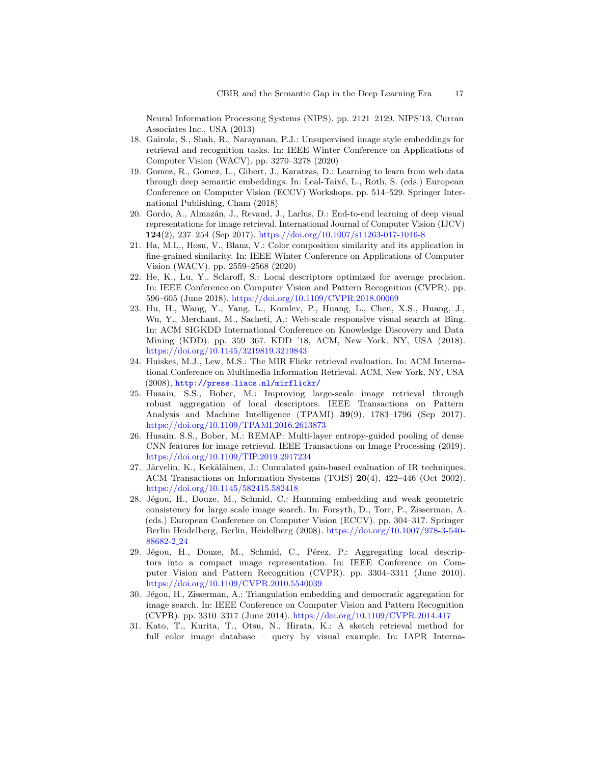Neural Information Processing Systems (NIPS). pp. 2121–2129. NIPS'13, Curran Associates Inc., USA (2013)

18. Gairola, S., Shah, R., Narayanan, P.J.: Unsupervised image style embeddings for retrieval and recognition tasks. In: IEEE Winter Conference on Applications of Computer Vision (WACV). pp. 3270–3278 (2020)
19. Gomez, R., Gomez, L., Gibert, J., Karatzas, D.: Learning to learn from web data through deep semantic embeddings. In: Leal-Taixé, L., Roth, S. (eds.) European Conference on Computer Vision (ECCV) Workshops. pp. 514–529. Springer International Publishing, Cham (2018)
20. Gordo, A., Almazán, J., Revaud, J., Larlus, D.: End-to-end learning of deep visual representations for image retrieval. International Journal of Computer Vision (IJCV) **124**(2), 237–254 (Sep 2017). https://doi.org/10.1007/s11263-017-1016-8
21. Ha, M.L., Hosu, V., Blanz, V.: Color composition similarity and its application in fine-grained similarity. In: IEEE Winter Conference on Applications of Computer Vision (WACV). pp. 2559–2568 (2020)
22. He, K., Lu, Y., Sclaroff, S.: Local descriptors optimized for average precision. In: IEEE Conference on Computer Vision and Pattern Recognition (CVPR). pp. 596–605 (June 2018). https://doi.org/10.1109/CVPR.2018.00069
23. Hu, H., Wang, Y., Yang, L., Komlev, P., Huang, L., Chen, X.S., Huang, J., Wu, Y., Merchant, M., Sacheti, A.: Web-scale responsive visual search at Bing. In: ACM SIGKDD International Conference on Knowledge Discovery and Data Mining (KDD). pp. 359–367. KDD '18, ACM, New York, NY, USA (2018). https://doi.org/10.1145/3219819.3219843
24. Huiskes, M.J., Lew, M.S.: The MIR Flickr retrieval evaluation. In: ACM International Conference on Multimedia Information Retrieval. ACM, New York, NY, USA (2008), `http://press.liacs.nl/mirflickr/`
25. Husain, S.S., Bober, M.: Improving large-scale image retrieval through robust aggregation of local descriptors. IEEE Transactions on Pattern Analysis and Machine Intelligence (TPAMI) **39**(9), 1783–1796 (Sep 2017). https://doi.org/10.1109/TPAMI.2016.2613873
26. Husain, S.S., Bober, M.: REMAP: Multi-layer entropy-guided pooling of dense CNN features for image retrieval. IEEE Transactions on Image Processing (2019). https://doi.org/10.1109/TIP.2019.2917234
27. Järvelin, K., Kekäläinen, J.: Cumulated gain-based evaluation of IR techniques. ACM Transactions on Information Systems (TOIS) **20**(4), 422–446 (Oct 2002). https://doi.org/10.1145/582415.582418
28. Jégou, H., Douze, M., Schmid, C.: Hamming embedding and weak geometric consistency for large scale image search. In: Forsyth, D., Torr, P., Zisserman, A. (eds.) European Conference on Computer Vision (ECCV). pp. 304–317. Springer Berlin Heidelberg, Berlin, Heidelberg (2008). https://doi.org/10.1007/978-3-540-88682-2_24
29. Jégou, H., Douze, M., Schmid, C., Pérez, P.: Aggregating local descriptors into a compact image representation. In: IEEE Conference on Computer Vision and Pattern Recognition (CVPR). pp. 3304–3311 (June 2010). https://doi.org/10.1109/CVPR.2010.5540039
30. Jégou, H., Zisserman, A.: Triangulation embedding and democratic aggregation for image search. In: IEEE Conference on Computer Vision and Pattern Recognition (CVPR). pp. 3310–3317 (June 2014). https://doi.org/10.1109/CVPR.2014.417
31. Kato, T., Kurita, T., Otsu, N., Hirata, K.: A sketch retrieval method for full color image database – query by visual example. In: IAPR Interna-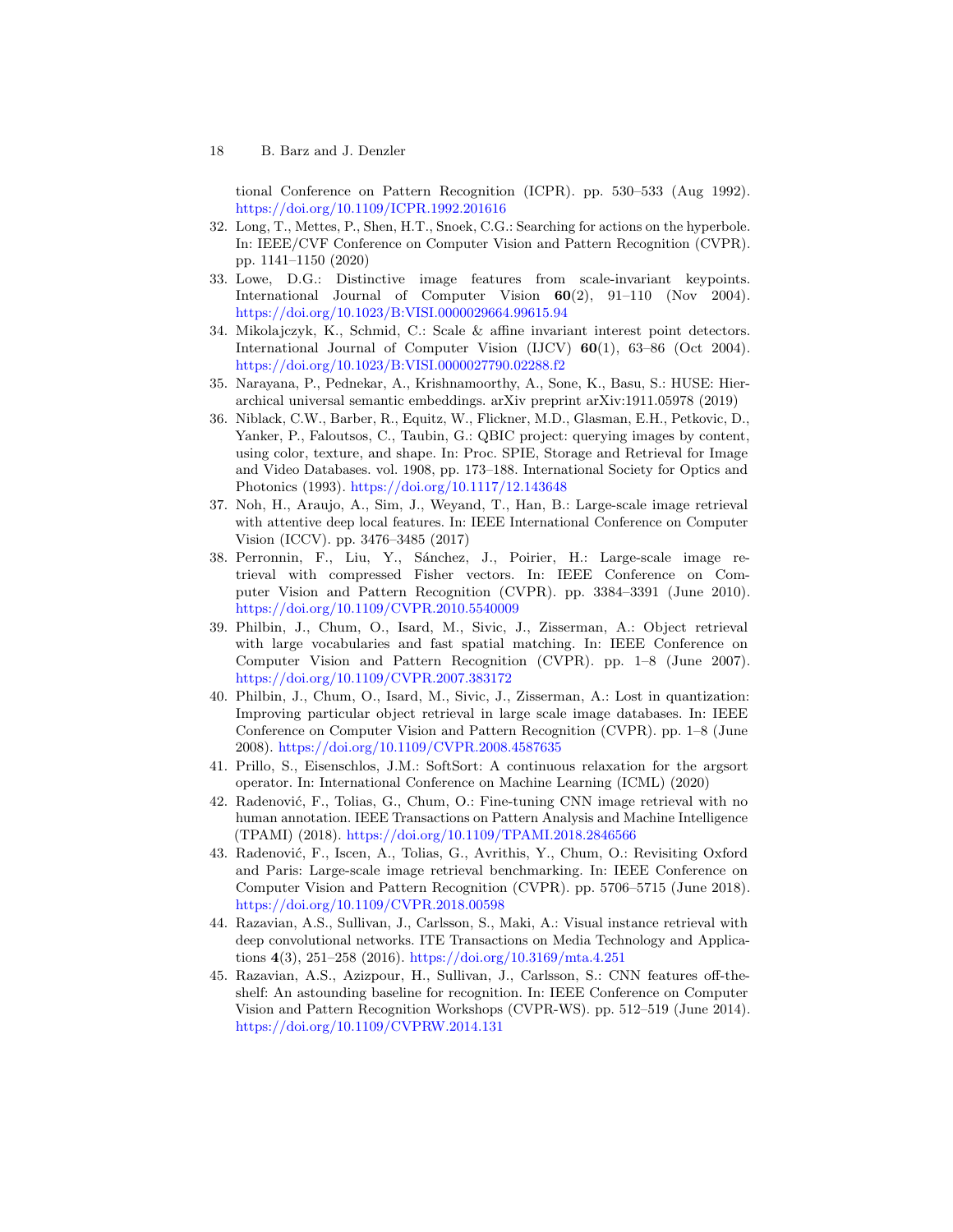tional Conference on Pattern Recognition (ICPR). pp. 530–533 (Aug 1992). https://doi.org/10.1109/ICPR.1992.201616

32. Long, T., Mettes, P., Shen, H.T., Snoek, C.G.: Searching for actions on the hyperbole. In: IEEE/CVF Conference on Computer Vision and Pattern Recognition (CVPR). pp. 1141–1150 (2020)
33. Lowe, D.G.: Distinctive image features from scale-invariant keypoints. International Journal of Computer Vision **60**(2), 91–110 (Nov 2004). https://doi.org/10.1023/B:VISI.0000029664.99615.94
34. Mikolajczyk, K., Schmid, C.: Scale & affine invariant interest point detectors. International Journal of Computer Vision (IJCV) **60**(1), 63–86 (Oct 2004). https://doi.org/10.1023/B:VISI.0000027790.02288.f2
35. Narayana, P., Pednekar, A., Krishnamoorthy, A., Sone, K., Basu, S.: HUSE: Hierarchical universal semantic embeddings. arXiv preprint arXiv:1911.05978 (2019)
36. Niblack, C.W., Barber, R., Equitz, W., Flickner, M.D., Glasman, E.H., Petkovic, D., Yanker, P., Faloutsos, C., Taubin, G.: QBIC project: querying images by content, using color, texture, and shape. In: Proc. SPIE, Storage and Retrieval for Image and Video Databases. vol. 1908, pp. 173–188. International Society for Optics and Photonics (1993). https://doi.org/10.1117/12.143648
37. Noh, H., Araujo, A., Sim, J., Weyand, T., Han, B.: Large-scale image retrieval with attentive deep local features. In: IEEE International Conference on Computer Vision (ICCV). pp. 3476–3485 (2017)
38. Perronnin, F., Liu, Y., Sánchez, J., Poirier, H.: Large-scale image retrieval with compressed Fisher vectors. In: IEEE Conference on Computer Vision and Pattern Recognition (CVPR). pp. 3384–3391 (June 2010). https://doi.org/10.1109/CVPR.2010.5540009
39. Philbin, J., Chum, O., Isard, M., Sivic, J., Zisserman, A.: Object retrieval with large vocabularies and fast spatial matching. In: IEEE Conference on Computer Vision and Pattern Recognition (CVPR). pp. 1–8 (June 2007). https://doi.org/10.1109/CVPR.2007.383172
40. Philbin, J., Chum, O., Isard, M., Sivic, J., Zisserman, A.: Lost in quantization: Improving particular object retrieval in large scale image databases. In: IEEE Conference on Computer Vision and Pattern Recognition (CVPR). pp. 1–8 (June 2008). https://doi.org/10.1109/CVPR.2008.4587635
41. Prillo, S., Eisenschlos, J.M.: SoftSort: A continuous relaxation for the argsort operator. In: International Conference on Machine Learning (ICML) (2020)
42. Radenović, F., Tolias, G., Chum, O.: Fine-tuning CNN image retrieval with no human annotation. IEEE Transactions on Pattern Analysis and Machine Intelligence (TPAMI) (2018). https://doi.org/10.1109/TPAMI.2018.2846566
43. Radenović, F., Iscen, A., Tolias, G., Avrithis, Y., Chum, O.: Revisiting Oxford and Paris: Large-scale image retrieval benchmarking. In: IEEE Conference on Computer Vision and Pattern Recognition (CVPR). pp. 5706–5715 (June 2018). https://doi.org/10.1109/CVPR.2018.00598
44. Razavian, A.S., Sullivan, J., Carlsson, S., Maki, A.: Visual instance retrieval with deep convolutional networks. ITE Transactions on Media Technology and Applications **4**(3), 251–258 (2016). https://doi.org/10.3169/mta.4.251
45. Razavian, A.S., Azizpour, H., Sullivan, J., Carlsson, S.: CNN features off-the-shelf: An astounding baseline for recognition. In: IEEE Conference on Computer Vision and Pattern Recognition Workshops (CVPR-WS). pp. 512–519 (June 2014). https://doi.org/10.1109/CVPRW.2014.131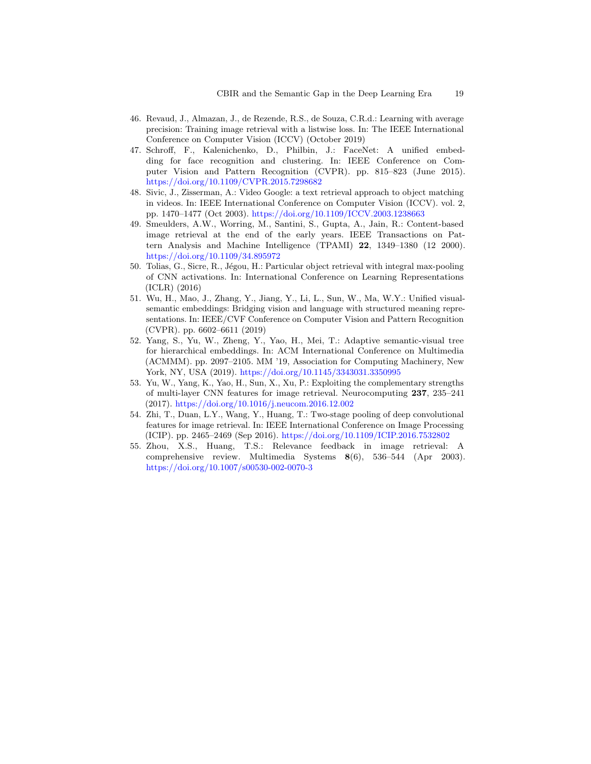46. Revaud, J., Almazan, J., de Rezende, R.S., de Souza, C.R.d.: Learning with average precision: Training image retrieval with a listwise loss. In: The IEEE International Conference on Computer Vision (ICCV) (October 2019)
47. Schroff, F., Kalenichenko, D., Philbin, J.: FaceNet: A unified embedding for face recognition and clustering. In: IEEE Conference on Computer Vision and Pattern Recognition (CVPR). pp. 815–823 (June 2015). https://doi.org/10.1109/CVPR.2015.7298682
48. Sivic, J., Zisserman, A.: Video Google: a text retrieval approach to object matching in videos. In: IEEE International Conference on Computer Vision (ICCV). vol. 2, pp. 1470–1477 (Oct 2003). https://doi.org/10.1109/ICCV.2003.1238663
49. Smeulders, A.W., Worring, M., Santini, S., Gupta, A., Jain, R.: Content-based image retrieval at the end of the early years. IEEE Transactions on Pattern Analysis and Machine Intelligence (TPAMI) **22**, 1349–1380 (12 2000). https://doi.org/10.1109/34.895972
50. Tolias, G., Sicre, R., Jégou, H.: Particular object retrieval with integral max-pooling of CNN activations. In: International Conference on Learning Representations (ICLR) (2016)
51. Wu, H., Mao, J., Zhang, Y., Jiang, Y., Li, L., Sun, W., Ma, W.Y.: Unified visual-semantic embeddings: Bridging vision and language with structured meaning representations. In: IEEE/CVF Conference on Computer Vision and Pattern Recognition (CVPR). pp. 6602–6611 (2019)
52. Yang, S., Yu, W., Zheng, Y., Yao, H., Mei, T.: Adaptive semantic-visual tree for hierarchical embeddings. In: ACM International Conference on Multimedia (ACMMM). pp. 2097–2105. MM '19, Association for Computing Machinery, New York, NY, USA (2019). https://doi.org/10.1145/3343031.3350995
53. Yu, W., Yang, K., Yao, H., Sun, X., Xu, P.: Exploiting the complementary strengths of multi-layer CNN features for image retrieval. Neurocomputing **237**, 235–241 (2017). https://doi.org/10.1016/j.neucom.2016.12.002
54. Zhi, T., Duan, L.Y., Wang, Y., Huang, T.: Two-stage pooling of deep convolutional features for image retrieval. In: IEEE International Conference on Image Processing (ICIP). pp. 2465–2469 (Sep 2016). https://doi.org/10.1109/ICIP.2016.7532802
55. Zhou, X.S., Huang, T.S.: Relevance feedback in image retrieval: A comprehensive review. Multimedia Systems **8**(6), 536–544 (Apr 2003). https://doi.org/10.1007/s00530-002-0070-3